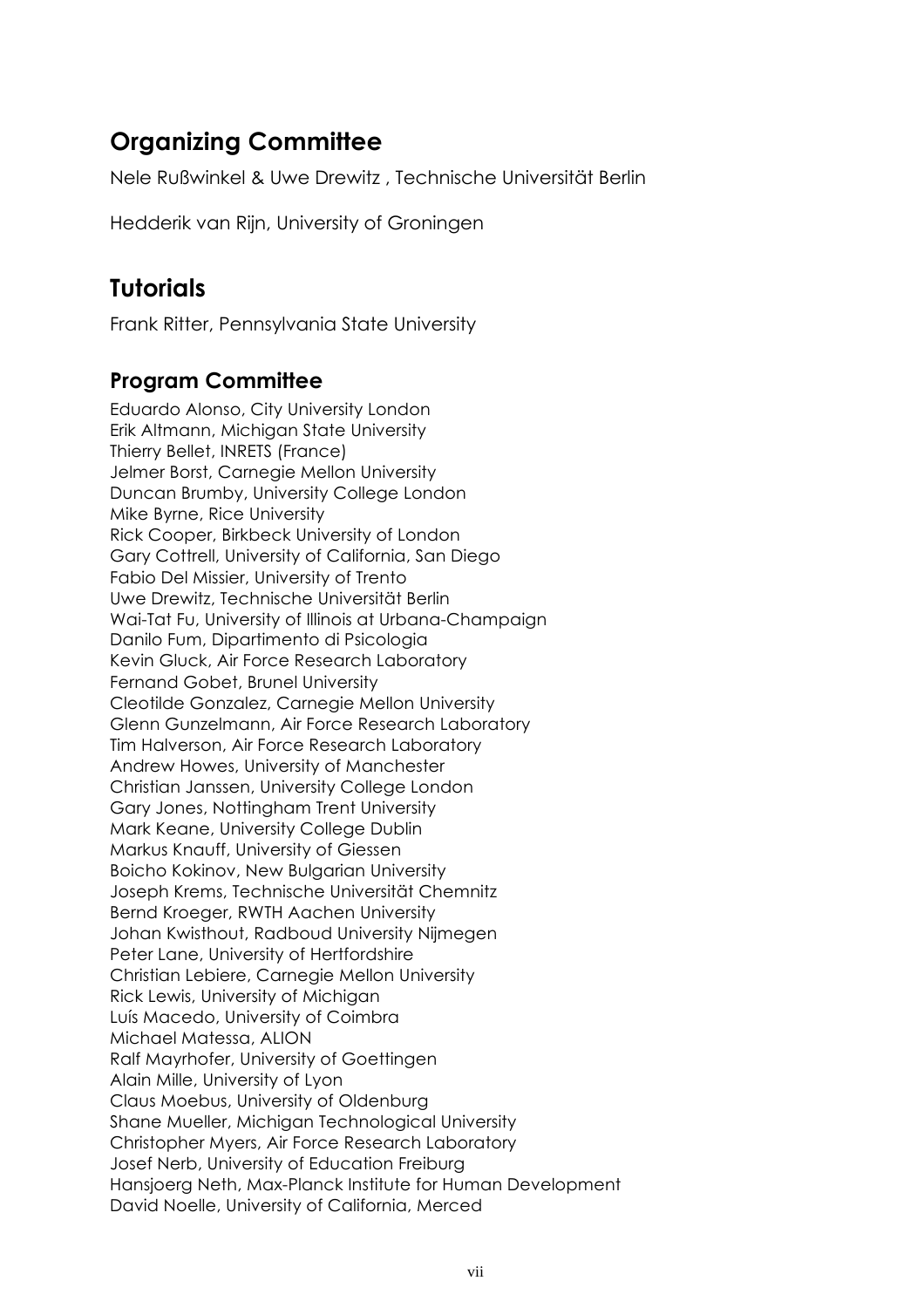## Organizing Committee

Nele Rußwinkel & Uwe Drewitz , Technische Universität Berlin

Hedderik van Rijn, University of Groningen

## Tutorials

Frank Ritter, Pennsylvania State University

### Program Committee

Eduardo Alonso, City University London
Erik Altmann, Michigan State University
Thierry Bellet, INRETS (France)
Jelmer Borst, Carnegie Mellon University
Duncan Brumby, University College London
Mike Byrne, Rice University
Rick Cooper, Birkbeck University of London
Gary Cottrell, University of California, San Diego
Fabio Del Missier, University of Trento
Uwe Drewitz, Technische Universität Berlin
Wai-Tat Fu, University of Illinois at Urbana-Champaign
Danilo Fum, Dipartimento di Psicologia
Kevin Gluck, Air Force Research Laboratory
Fernand Gobet, Brunel University
Cleotilde Gonzalez, Carnegie Mellon University
Glenn Gunzelmann, Air Force Research Laboratory
Tim Halverson, Air Force Research Laboratory
Andrew Howes, University of Manchester
Christian Janssen, University College London
Gary Jones, Nottingham Trent University
Mark Keane, University College Dublin
Markus Knauff, University of Giessen
Boicho Kokinov, New Bulgarian University
Joseph Krems, Technische Universität Chemnitz
Bernd Kroeger, RWTH Aachen University
Johan Kwisthout, Radboud University Nijmegen
Peter Lane, University of Hertfordshire
Christian Lebiere, Carnegie Mellon University
Rick Lewis, University of Michigan
Luís Macedo, University of Coimbra
Michael Matessa, ALION
Ralf Mayrhofer, University of Goettingen
Alain Mille, University of Lyon
Claus Moebus, University of Oldenburg
Shane Mueller, Michigan Technological University
Christopher Myers, Air Force Research Laboratory
Josef Nerb, University of Education Freiburg
Hansjoerg Neth, Max-Planck Institute for Human Development
David Noelle, University of California, Merced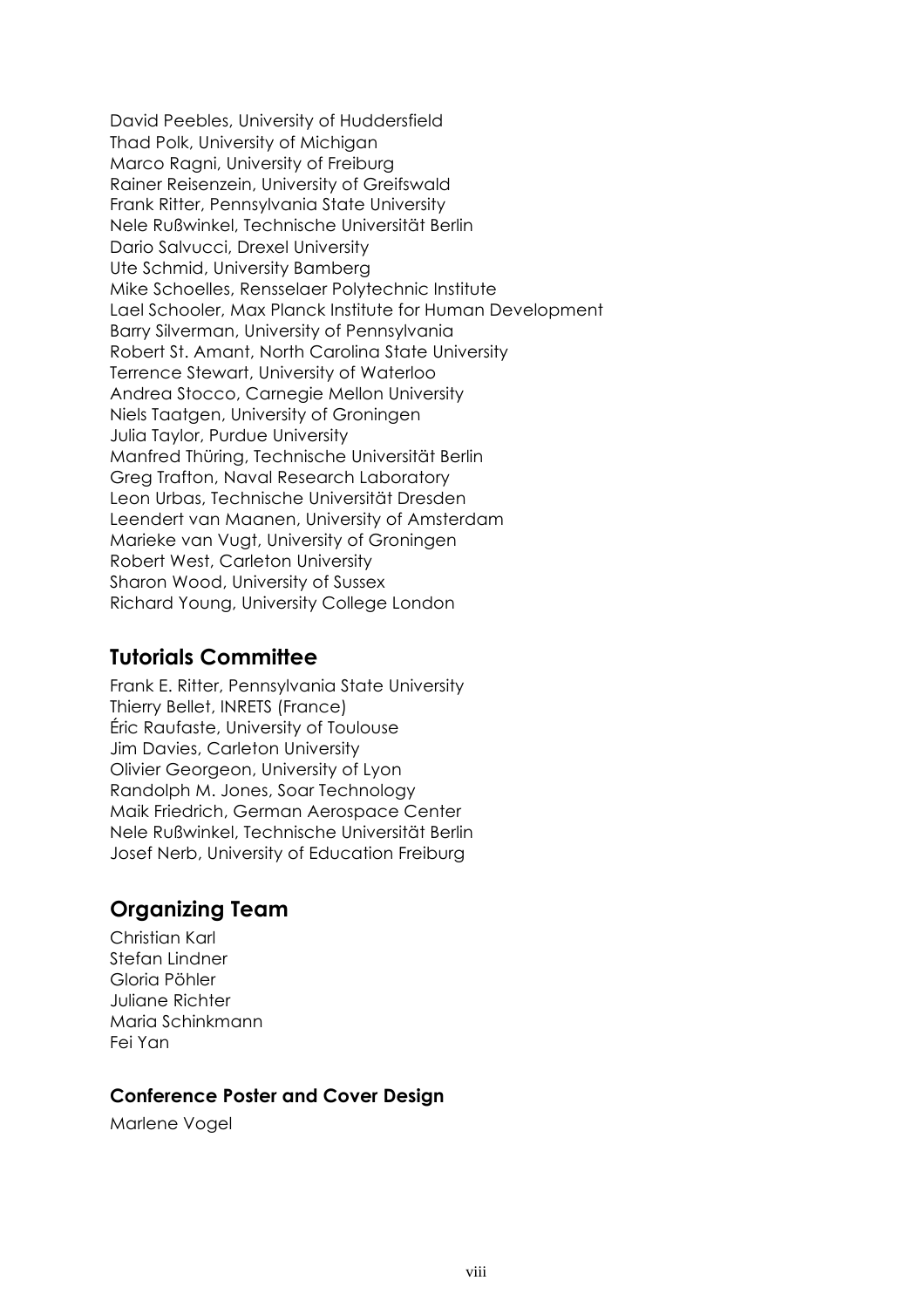David Peebles, University of Huddersfield
Thad Polk, University of Michigan
Marco Ragni, University of Freiburg
Rainer Reisenzein, University of Greifswald
Frank Ritter, Pennsylvania State University
Nele Rußwinkel, Technische Universität Berlin
Dario Salvucci, Drexel University
Ute Schmid, University Bamberg
Mike Schoelles, Rensselaer Polytechnic Institute
Lael Schooler, Max Planck Institute for Human Development
Barry Silverman, University of Pennsylvania
Robert St. Amant, North Carolina State University
Terrence Stewart, University of Waterloo
Andrea Stocco, Carnegie Mellon University
Niels Taatgen, University of Groningen
Julia Taylor, Purdue University
Manfred Thüring, Technische Universität Berlin
Greg Trafton, Naval Research Laboratory
Leon Urbas, Technische Universität Dresden
Leendert van Maanen, University of Amsterdam
Marieke van Vugt, University of Groningen
Robert West, Carleton University
Sharon Wood, University of Sussex
Richard Young, University College London

## Tutorials Committee

Frank E. Ritter, Pennsylvania State University
Thierry Bellet, INRETS (France)
Éric Raufaste, University of Toulouse
Jim Davies, Carleton University
Olivier Georgeon, University of Lyon
Randolph M. Jones, Soar Technology
Maik Friedrich, German Aerospace Center
Nele Rußwinkel, Technische Universität Berlin
Josef Nerb, University of Education Freiburg

## Organizing Team

Christian Karl
Stefan Lindner
Gloria Pöhler
Juliane Richter
Maria Schinkmann
Fei Yan

### Conference Poster and Cover Design

Marlene Vogel